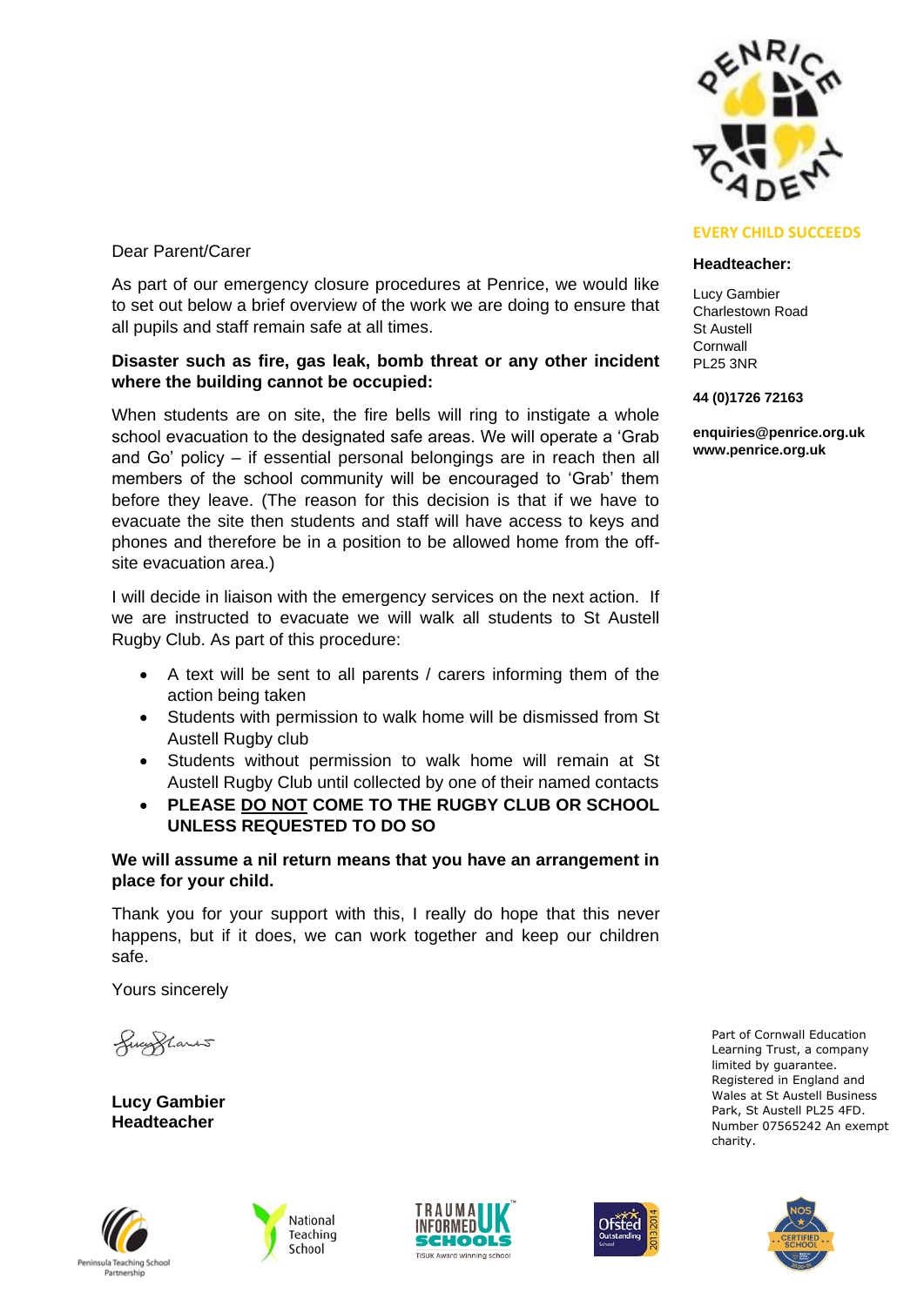EVERY CHILD SUCCEEDS

**Headteacher:**

Lucy Gambier
Charlestown Road
St Austell
Cornwall
PL25 3NR

**44 (0)1726 72163**

**enquiries@penrice.org.uk**
**www.penrice.org.uk**

Dear Parent/Carer

As part of our emergency closure procedures at Penrice, we would like to set out below a brief overview of the work we are doing to ensure that all pupils and staff remain safe at all times.

**Disaster such as fire, gas leak, bomb threat or any other incident where the building cannot be occupied:**

When students are on site, the fire bells will ring to instigate a whole school evacuation to the designated safe areas. We will operate a 'Grab and Go' policy – if essential personal belongings are in reach then all members of the school community will be encouraged to 'Grab' them before they leave. (The reason for this decision is that if we have to evacuate the site then students and staff will have access to keys and phones and therefore be in a position to be allowed home from the off-site evacuation area.)

I will decide in liaison with the emergency services on the next action. If we are instructed to evacuate we will walk all students to St Austell Rugby Club. As part of this procedure:

- A text will be sent to all parents / carers informing them of the action being taken
- Students with permission to walk home will be dismissed from St Austell Rugby club
- Students without permission to walk home will remain at St Austell Rugby Club until collected by one of their named contacts
- **PLEASE <u>DO NOT</u> COME TO THE RUGBY CLUB OR SCHOOL UNLESS REQUESTED TO DO SO**

**We will assume a nil return means that you have an arrangement in place for your child.**

Thank you for your support with this, I really do hope that this never happens, but if it does, we can work together and keep our children safe.

Yours sincerely

**Lucy Gambier**
**Headteacher**

Part of Cornwall Education Learning Trust, a company limited by guarantee. Registered in England and Wales at St Austell Business Park, St Austell PL25 4FD. Number 07565242 An exempt charity.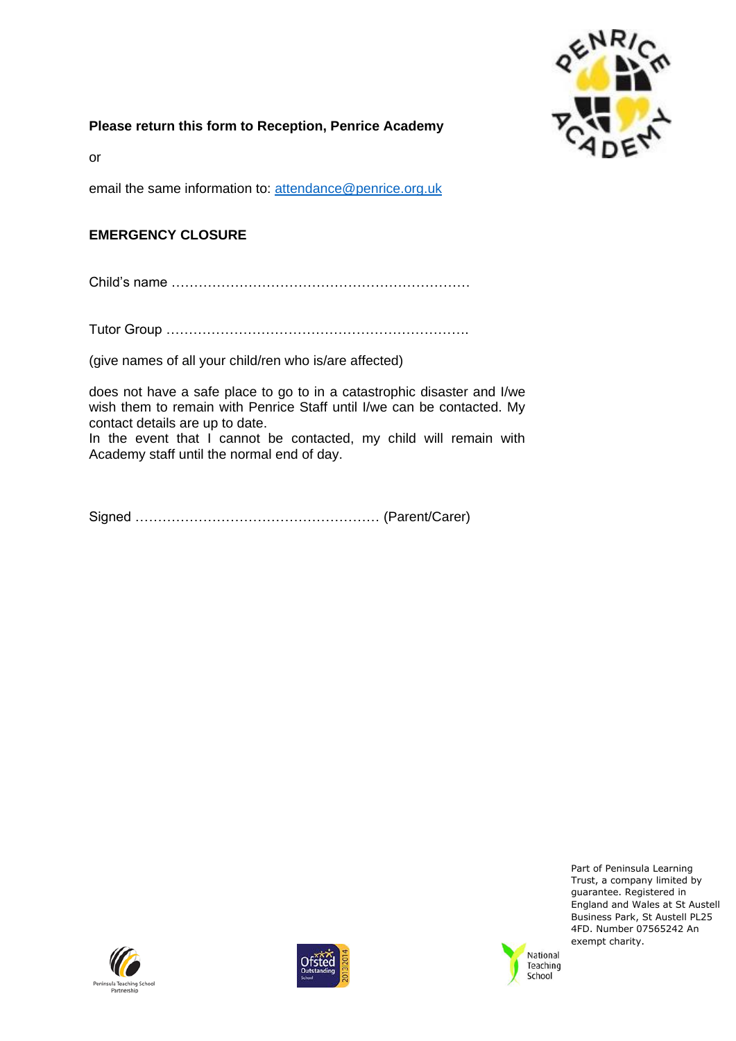**Please return this form to Reception, Penrice Academy**

or

email the same information to: attendance@penrice.org.uk

**EMERGENCY CLOSURE**

Child's name …………………………………………………………

Tutor Group …………………………………………………………

(give names of all your child/ren who is/are affected)

does not have a safe place to go to in a catastrophic disaster and I/we wish them to remain with Penrice Staff until I/we can be contacted. My contact details are up to date.
In the event that I cannot be contacted, my child will remain with Academy staff until the normal end of day.

Signed ……………………………………………… (Parent/Carer)

Part of Peninsula Learning Trust, a company limited by guarantee. Registered in England and Wales at St Austell Business Park, St Austell PL25 4FD. Number 07565242 An exempt charity.